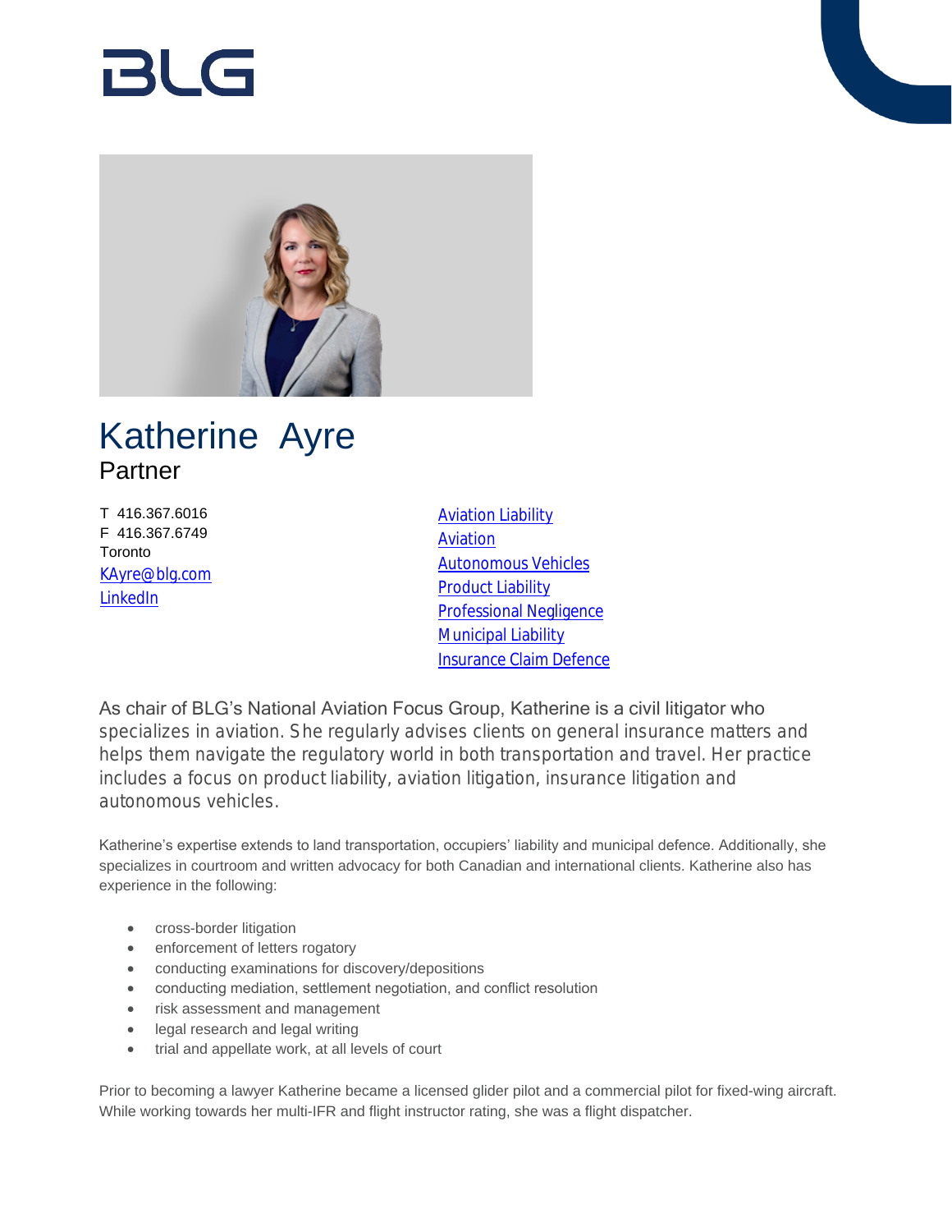# Katherine Ayre

Partner

T 416.367.6016
F 416.367.6749
Toronto
KAyre@blg.com
LinkedIn

- Aviation Liability
- Aviation
- Autonomous Vehicles
- Product Liability
- Professional Negligence
- Municipal Liability
- Insurance Claim Defence

As chair of BLG's National Aviation Focus Group, Katherine is a civil litigator who specializes in aviation. She regularly advises clients on general insurance matters and helps them navigate the regulatory world in both transportation and travel. Her practice includes a focus on product liability, aviation litigation, insurance litigation and autonomous vehicles.

Katherine's expertise extends to land transportation, occupiers' liability and municipal defence. Additionally, she specializes in courtroom and written advocacy for both Canadian and international clients. Katherine also has experience in the following:

- cross-border litigation
- enforcement of letters rogatory
- conducting examinations for discovery/depositions
- conducting mediation, settlement negotiation, and conflict resolution
- risk assessment and management
- legal research and legal writing
- trial and appellate work, at all levels of court

Prior to becoming a lawyer Katherine became a licensed glider pilot and a commercial pilot for fixed-wing aircraft. While working towards her multi-IFR and flight instructor rating, she was a flight dispatcher.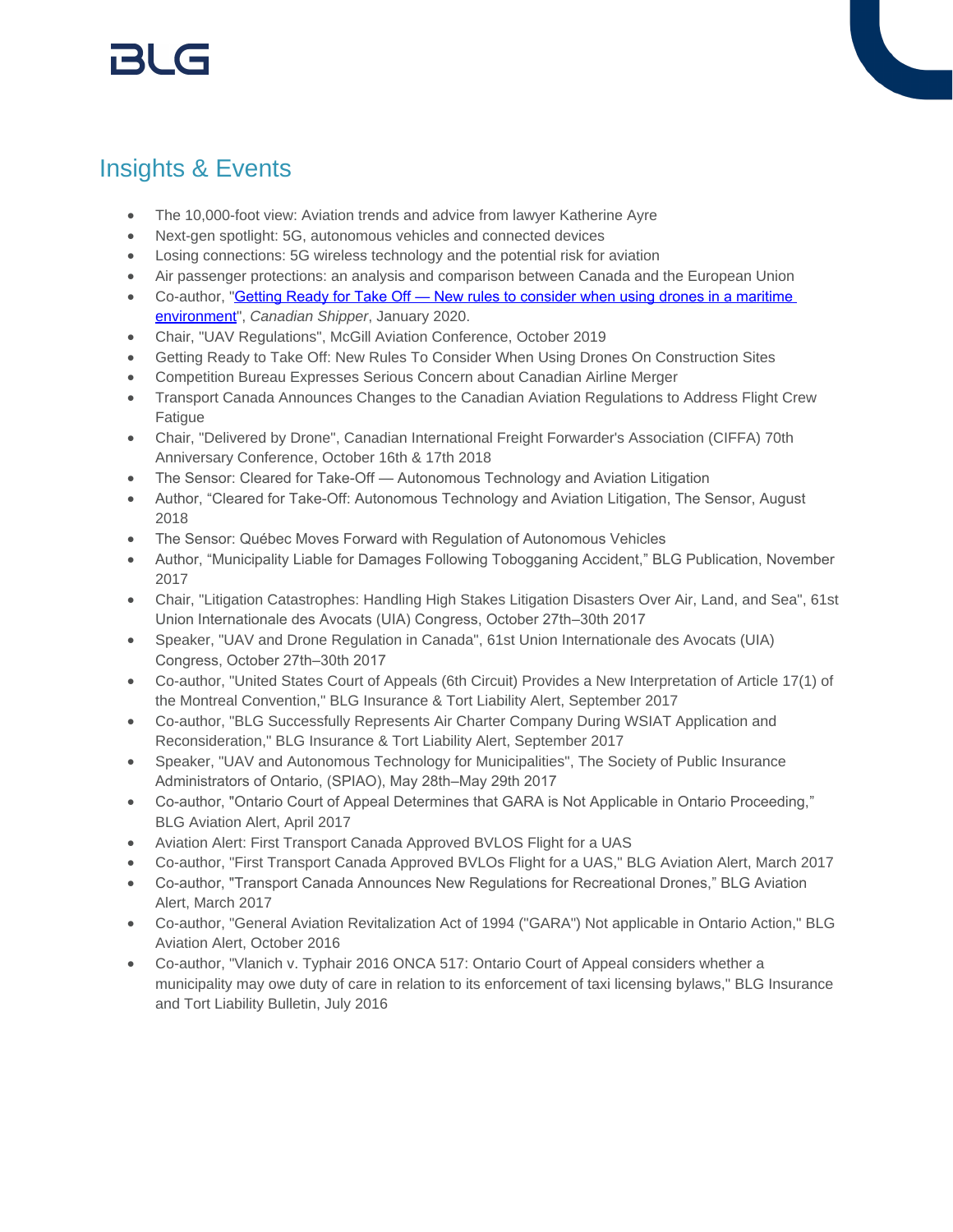## Insights & Events

- The 10,000-foot view: Aviation trends and advice from lawyer Katherine Ayre
- Next-gen spotlight: 5G, autonomous vehicles and connected devices
- Losing connections: 5G wireless technology and the potential risk for aviation
- Air passenger protections: an analysis and comparison between Canada and the European Union
- Co-author, "Getting Ready for Take Off — New rules to consider when using drones in a maritime environment", *Canadian Shipper*, January 2020.
- Chair, "UAV Regulations", McGill Aviation Conference, October 2019
- Getting Ready to Take Off: New Rules To Consider When Using Drones On Construction Sites
- Competition Bureau Expresses Serious Concern about Canadian Airline Merger
- Transport Canada Announces Changes to the Canadian Aviation Regulations to Address Flight Crew Fatigue
- Chair, "Delivered by Drone", Canadian International Freight Forwarder's Association (CIFFA) 70th Anniversary Conference, October 16th & 17th 2018
- The Sensor: Cleared for Take-Off — Autonomous Technology and Aviation Litigation
- Author, "Cleared for Take-Off: Autonomous Technology and Aviation Litigation, The Sensor, August 2018
- The Sensor: Québec Moves Forward with Regulation of Autonomous Vehicles
- Author, "Municipality Liable for Damages Following Tobogganing Accident," BLG Publication, November 2017
- Chair, "Litigation Catastrophes: Handling High Stakes Litigation Disasters Over Air, Land, and Sea", 61st Union Internationale des Avocats (UIA) Congress, October 27th–30th 2017
- Speaker, "UAV and Drone Regulation in Canada", 61st Union Internationale des Avocats (UIA) Congress, October 27th–30th 2017
- Co-author, "United States Court of Appeals (6th Circuit) Provides a New Interpretation of Article 17(1) of the Montreal Convention," BLG Insurance & Tort Liability Alert, September 2017
- Co-author, "BLG Successfully Represents Air Charter Company During WSIAT Application and Reconsideration," BLG Insurance & Tort Liability Alert, September 2017
- Speaker, "UAV and Autonomous Technology for Municipalities", The Society of Public Insurance Administrators of Ontario, (SPIAO), May 28th–May 29th 2017
- Co-author, "Ontario Court of Appeal Determines that GARA is Not Applicable in Ontario Proceeding," BLG Aviation Alert, April 2017
- Aviation Alert: First Transport Canada Approved BVLOS Flight for a UAS
- Co-author, "First Transport Canada Approved BVLOs Flight for a UAS," BLG Aviation Alert, March 2017
- Co-author, "Transport Canada Announces New Regulations for Recreational Drones," BLG Aviation Alert, March 2017
- Co-author, "General Aviation Revitalization Act of 1994 ("GARA") Not applicable in Ontario Action," BLG Aviation Alert, October 2016
- Co-author, "Vlanich v. Typhair 2016 ONCA 517: Ontario Court of Appeal considers whether a municipality may owe duty of care in relation to its enforcement of taxi licensing bylaws," BLG Insurance and Tort Liability Bulletin, July 2016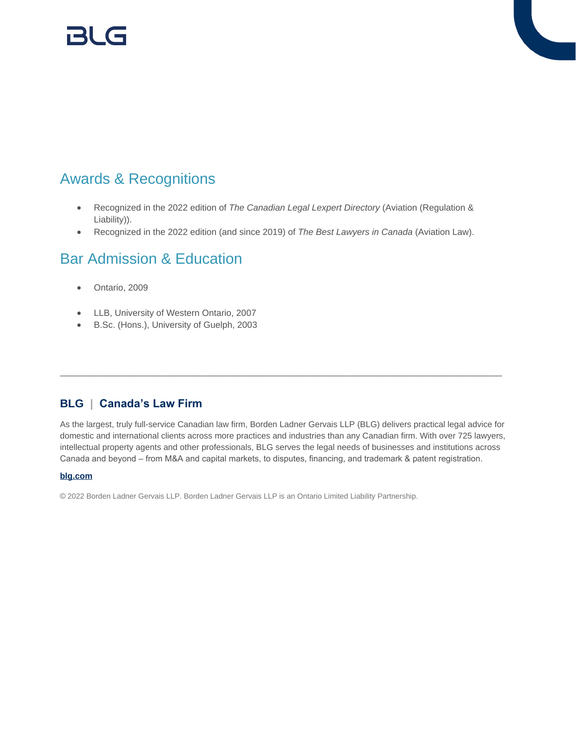## Awards & Recognitions

- Recognized in the 2022 edition of *The Canadian Legal Lexpert Directory* (Aviation (Regulation & Liability)).
- Recognized in the 2022 edition (and since 2019) of *The Best Lawyers in Canada* (Aviation Law).

## Bar Admission & Education

- Ontario, 2009

- LLB, University of Western Ontario, 2007
- B.Sc. (Hons.), University of Guelph, 2003

---

### BLG | Canada's Law Firm

As the largest, truly full-service Canadian law firm, Borden Ladner Gervais LLP (BLG) delivers practical legal advice for domestic and international clients across more practices and industries than any Canadian firm. With over 725 lawyers, intellectual property agents and other professionals, BLG serves the legal needs of businesses and institutions across Canada and beyond – from M&A and capital markets, to disputes, financing, and trademark & patent registration.

**blg.com**

© 2022 Borden Ladner Gervais LLP. Borden Ladner Gervais LLP is an Ontario Limited Liability Partnership.